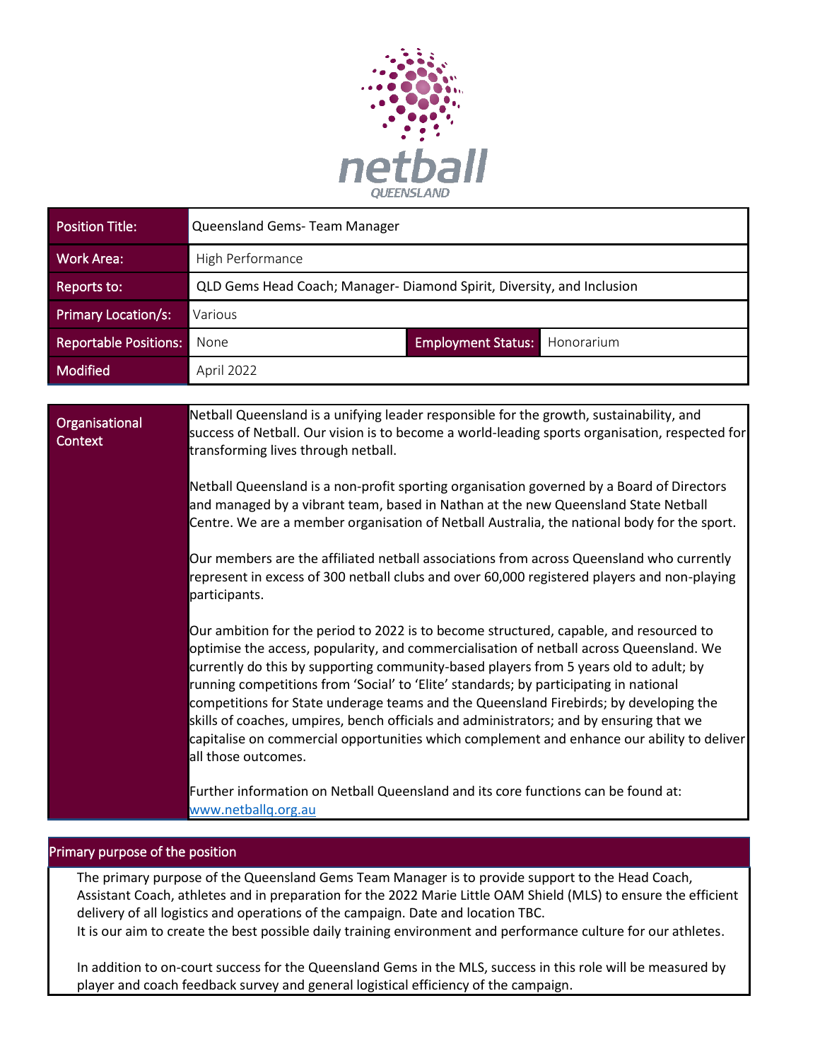| Position Title: | Queensland Gems- Team Manager | | |
|---|---|---|---|
| Work Area: | High Performance | | |
| Reports to: | QLD Gems Head Coach; Manager- Diamond Spirit, Diversity, and Inclusion | | |
| Primary Location/s: | Various | | |
| Reportable Positions: | None | Employment Status: | Honorarium |
| Modified | April 2022 | | |

| Organisational Context | |
|---|---|
| | Netball Queensland is a unifying leader responsible for the growth, sustainability, and success of Netball. Our vision is to become a world-leading sports organisation, respected for transforming lives through netball.<br><br>Netball Queensland is a non-profit sporting organisation governed by a Board of Directors and managed by a vibrant team, based in Nathan at the new Queensland State Netball Centre. We are a member organisation of Netball Australia, the national body for the sport.<br><br>Our members are the affiliated netball associations from across Queensland who currently represent in excess of 300 netball clubs and over 60,000 registered players and non-playing participants.<br><br>Our ambition for the period to 2022 is to become structured, capable, and resourced to optimise the access, popularity, and commercialisation of netball across Queensland. We currently do this by supporting community-based players from 5 years old to adult; by running competitions from 'Social' to 'Elite' standards; by participating in national competitions for State underage teams and the Queensland Firebirds; by developing the skills of coaches, umpires, bench officials and administrators; and by ensuring that we capitalise on commercial opportunities which complement and enhance our ability to deliver all those outcomes.<br><br>Further information on Netball Queensland and its core functions can be found at: www.netballq.org.au |

## Primary purpose of the position

The primary purpose of the Queensland Gems Team Manager is to provide support to the Head Coach, Assistant Coach, athletes and in preparation for the 2022 Marie Little OAM Shield (MLS) to ensure the efficient delivery of all logistics and operations of the campaign. Date and location TBC.
It is our aim to create the best possible daily training environment and performance culture for our athletes.

In addition to on-court success for the Queensland Gems in the MLS, success in this role will be measured by player and coach feedback survey and general logistical efficiency of the campaign.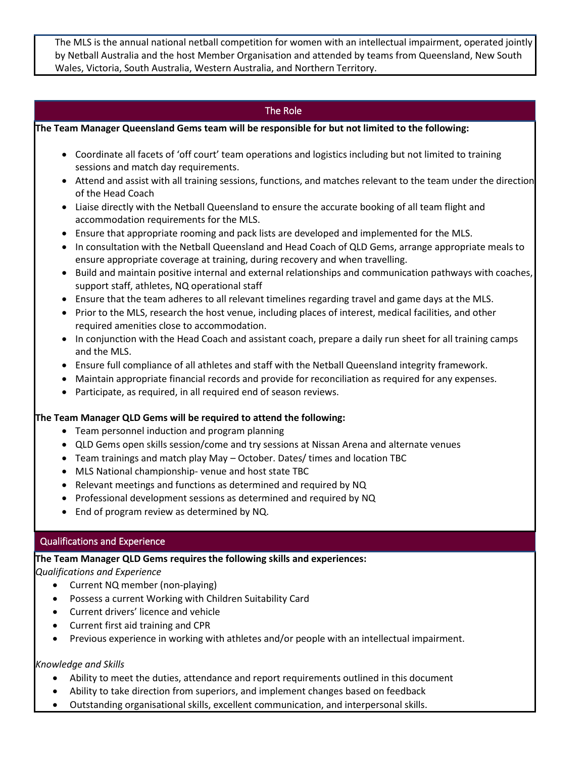The MLS is the annual national netball competition for women with an intellectual impairment, operated jointly by Netball Australia and the host Member Organisation and attended by teams from Queensland, New South Wales, Victoria, South Australia, Western Australia, and Northern Territory.

## The Role

**The Team Manager Queensland Gems team will be responsible for but not limited to the following:**

- Coordinate all facets of 'off court' team operations and logistics including but not limited to training sessions and match day requirements.
- Attend and assist with all training sessions, functions, and matches relevant to the team under the direction of the Head Coach
- Liaise directly with the Netball Queensland to ensure the accurate booking of all team flight and accommodation requirements for the MLS.
- Ensure that appropriate rooming and pack lists are developed and implemented for the MLS.
- In consultation with the Netball Queensland and Head Coach of QLD Gems, arrange appropriate meals to ensure appropriate coverage at training, during recovery and when travelling.
- Build and maintain positive internal and external relationships and communication pathways with coaches, support staff, athletes, NQ operational staff
- Ensure that the team adheres to all relevant timelines regarding travel and game days at the MLS.
- Prior to the MLS, research the host venue, including places of interest, medical facilities, and other required amenities close to accommodation.
- In conjunction with the Head Coach and assistant coach, prepare a daily run sheet for all training camps and the MLS.
- Ensure full compliance of all athletes and staff with the Netball Queensland integrity framework.
- Maintain appropriate financial records and provide for reconciliation as required for any expenses.
- Participate, as required, in all required end of season reviews.

**The Team Manager QLD Gems will be required to attend the following:**

- Team personnel induction and program planning
- QLD Gems open skills session/come and try sessions at Nissan Arena and alternate venues
- Team trainings and match play May – October. Dates/ times and location TBC
- MLS National championship- venue and host state TBC
- Relevant meetings and functions as determined and required by NQ
- Professional development sessions as determined and required by NQ
- End of program review as determined by NQ.

## Qualifications and Experience

**The Team Manager QLD Gems requires the following skills and experiences:**

*Qualifications and Experience*

- Current NQ member (non-playing)
- Possess a current Working with Children Suitability Card
- Current drivers' licence and vehicle
- Current first aid training and CPR
- Previous experience in working with athletes and/or people with an intellectual impairment.

*Knowledge and Skills*

- Ability to meet the duties, attendance and report requirements outlined in this document
- Ability to take direction from superiors, and implement changes based on feedback
- Outstanding organisational skills, excellent communication, and interpersonal skills.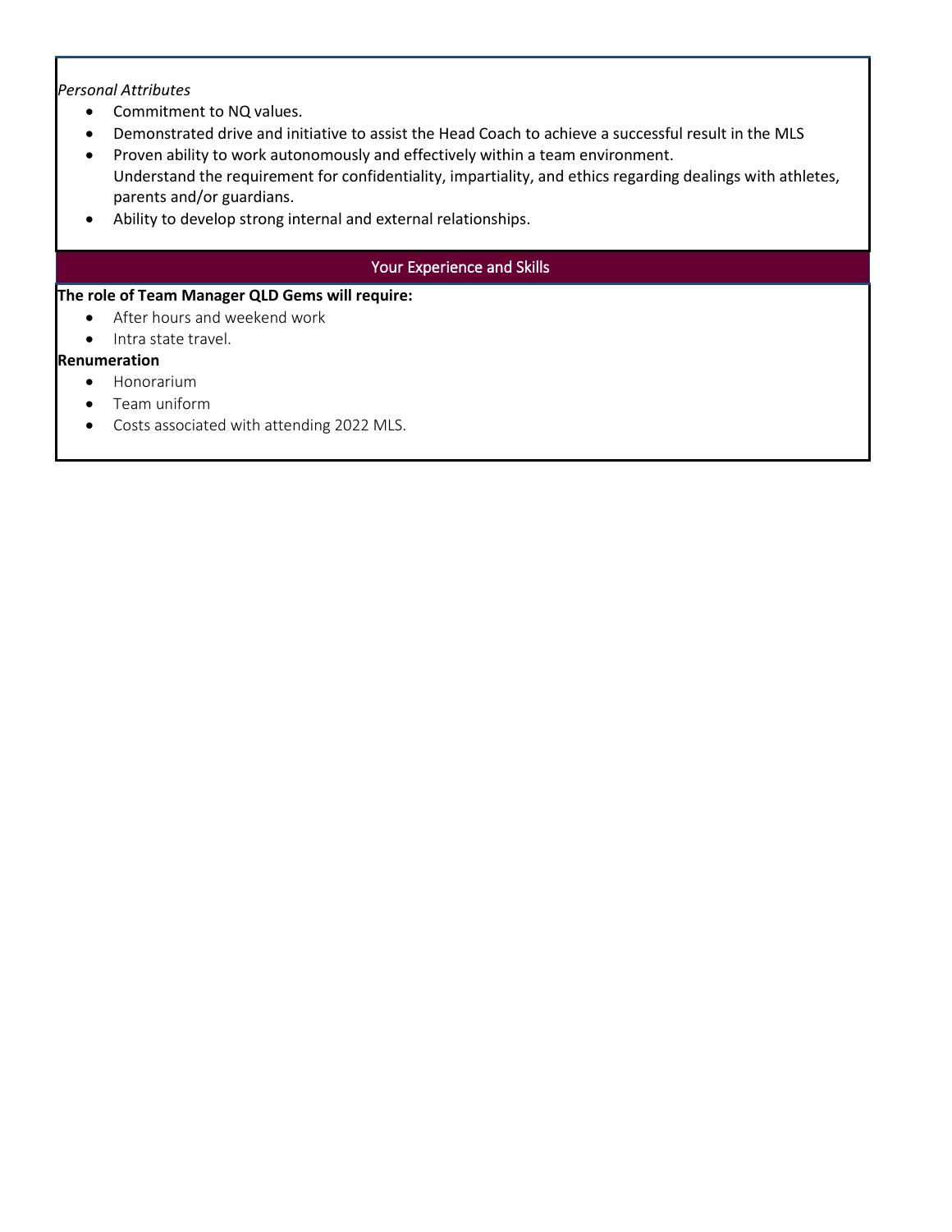*Personal Attributes*

- Commitment to NQ values.
- Demonstrated drive and initiative to assist the Head Coach to achieve a successful result in the MLS
- Proven ability to work autonomously and effectively within a team environment.
  Understand the requirement for confidentiality, impartiality, and ethics regarding dealings with athletes, parents and/or guardians.
- Ability to develop strong internal and external relationships.

## Your Experience and Skills

**The role of Team Manager QLD Gems will require:**

- After hours and weekend work
- Intra state travel.

**Renumeration**

- Honorarium
- Team uniform
- Costs associated with attending 2022 MLS.